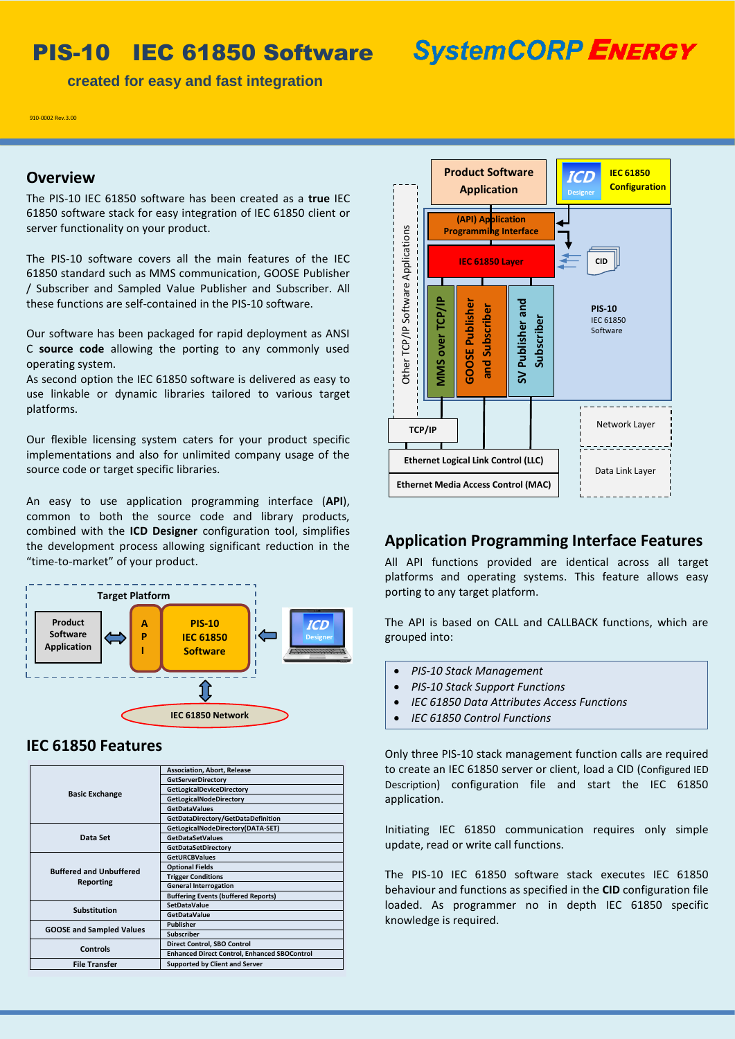# PIS-10 IEC 61850 Software

**SystemCORP ENERGY**

**created for easy and fast integration**

910-0002 Rev.3.00

## Overview

The PIS-10 IEC 61850 software has been created as a **true** IEC 61850 software stack for easy integration of IEC 61850 client or server functionality on your product.

The PIS-10 software covers all the main features of the IEC 61850 standard such as MMS communication, GOOSE Publisher / Subscriber and Sampled Value Publisher and Subscriber. All these functions are self-contained in the PIS-10 software.

Our software has been packaged for rapid deployment as ANSI C **source code** allowing the porting to any commonly used operating system.
As second option the IEC 61850 software is delivered as easy to use linkable or dynamic libraries tailored to various target platforms.

Our flexible licensing system caters for your product specific implementations and also for unlimited company usage of the source code or target specific libraries.

An easy to use application programming interface (**API**), common to both the source code and library products, combined with the **ICD Designer** configuration tool, simplifies the development process allowing significant reduction in the "time-to-market" of your product.

Target Platform: Product Software Application ⇔ API ⇔ PIS-10 IEC 61850 Software ⇐ ICD Designer; ⇕ IEC 61850 Network

## IEC 61850 Features

| | |
|---|---|
| Basic Exchange | Association, Abort, Release |
| | GetServerDirectory |
| | GetLogicalDeviceDirectory |
| | GetLogicalNodeDirectory |
| | GetDataValues |
| | GetDataDirectory/GetDataDefinition |
| Data Set | GetLogicalNodeDirectory(DATA-SET) |
| | GetDataSetValues |
| | GetDataSetDirectory |
| Buffered and Unbuffered Reporting | GetURCBValues |
| | Optional Fields |
| | Trigger Conditions |
| | General Interrogation |
| | Buffering Events (buffered Reports) |
| Substitution | SetDataValue |
| | GetDataValue |
| GOOSE and Sampled Values | Publisher |
| | Subscriber |
| Controls | Direct Control, SBO Control |
| | Enhanced Direct Control, Enhanced SBOControl |
| File Transfer | Supported by Client and Server |

Product Software Application; ICD Designer – IEC 61850 Configuration; (API) Application Programming Interface; IEC 61850 Layer; CID; MMS over TCP/IP; GOOSE Publisher and Subscriber; SV Publisher and Subscriber; PIS-10 IEC 61850 Software; Other TCP/IP Software Applications; TCP/IP; Ethernet Logical Link Control (LLC); Ethernet Media Access Control (MAC); Network Layer; Data Link Layer

## Application Programming Interface Features

All API functions provided are identical across all target platforms and operating systems. This feature allows easy porting to any target platform.

The API is based on CALL and CALLBACK functions, which are grouped into:

- *PIS-10 Stack Management*
- *PIS-10 Stack Support Functions*
- *IEC 61850 Data Attributes Access Functions*
- *IEC 61850 Control Functions*

Only three PIS-10 stack management function calls are required to create an IEC 61850 server or client, load a CID (Configured IED Description) configuration file and start the IEC 61850 application.

Initiating IEC 61850 communication requires only simple update, read or write call functions.

The PIS-10 IEC 61850 software stack executes IEC 61850 behaviour and functions as specified in the **CID** configuration file loaded. As programmer no in depth IEC 61850 specific knowledge is required.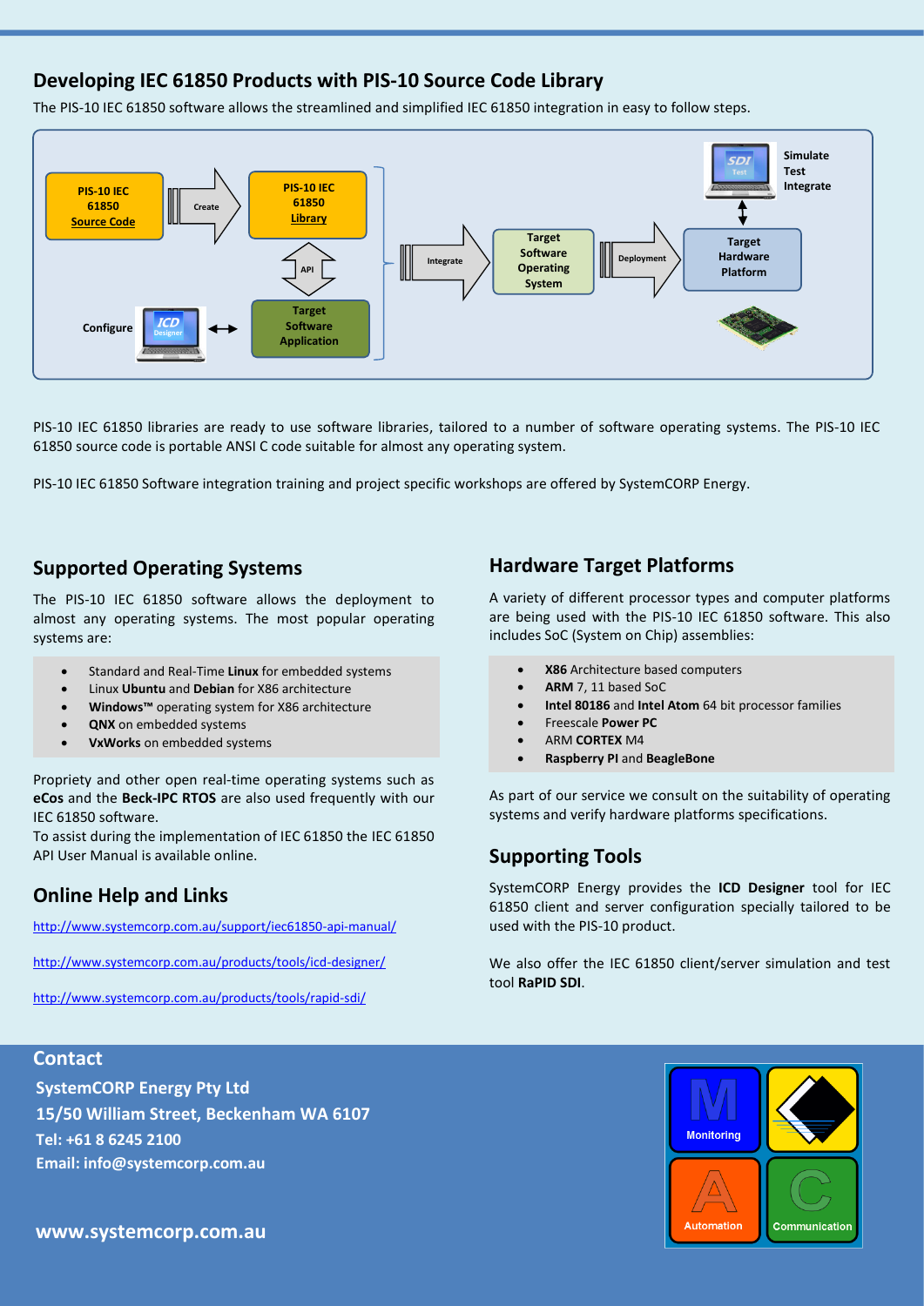## Developing IEC 61850 Products with PIS-10 Source Code Library

The PIS-10 IEC 61850 software allows the streamlined and simplified IEC 61850 integration in easy to follow steps.

PIS-10 IEC 61850 Source Code
Create
PIS-10 IEC 61850 Library
API
Configure
Target Software Application
Integrate
Target Software Operating System
Deployment
Target Hardware Platform
Simulate
Test
Integrate

PIS-10 IEC 61850 libraries are ready to use software libraries, tailored to a number of software operating systems. The PIS-10 IEC 61850 source code is portable ANSI C code suitable for almost any operating system.

PIS-10 IEC 61850 Software integration training and project specific workshops are offered by SystemCORP Energy.

## Supported Operating Systems

The PIS-10 IEC 61850 software allows the deployment to almost any operating systems. The most popular operating systems are:

- Standard and Real-Time **Linux** for embedded systems
- Linux **Ubuntu** and **Debian** for X86 architecture
- **Windows™** operating system for X86 architecture
- **QNX** on embedded systems
- **VxWorks** on embedded systems

Propriety and other open real-time operating systems such as **eCos** and the **Beck-IPC RTOS** are also used frequently with our IEC 61850 software.
To assist during the implementation of IEC 61850 the IEC 61850 API User Manual is available online.

## Online Help and Links

http://www.systemcorp.com.au/support/iec61850-api-manual/

http://www.systemcorp.com.au/products/tools/icd-designer/

http://www.systemcorp.com.au/products/tools/rapid-sdi/

## Hardware Target Platforms

A variety of different processor types and computer platforms are being used with the PIS-10 IEC 61850 software. This also includes SoC (System on Chip) assemblies:

- **X86** Architecture based computers
- **ARM** 7, 11 based SoC
- **Intel 80186** and **Intel Atom** 64 bit processor families
- Freescale **Power PC**
- ARM **CORTEX** M4
- **Raspberry PI** and **BeagleBone**

As part of our service we consult on the suitability of operating systems and verify hardware platforms specifications.

## Supporting Tools

SystemCORP Energy provides the **ICD Designer** tool for IEC 61850 client and server configuration specially tailored to be used with the PIS-10 product.

We also offer the IEC 61850 client/server simulation and test tool **RaPID SDI**.

## Contact

**SystemCORP Energy Pty Ltd**
**15/50 William Street, Beckenham WA 6107**
**Tel: +61 8 6245 2100**
**Email: info@systemcorp.com.au**

**www.systemcorp.com.au**

Monitoring
Automation
Communication